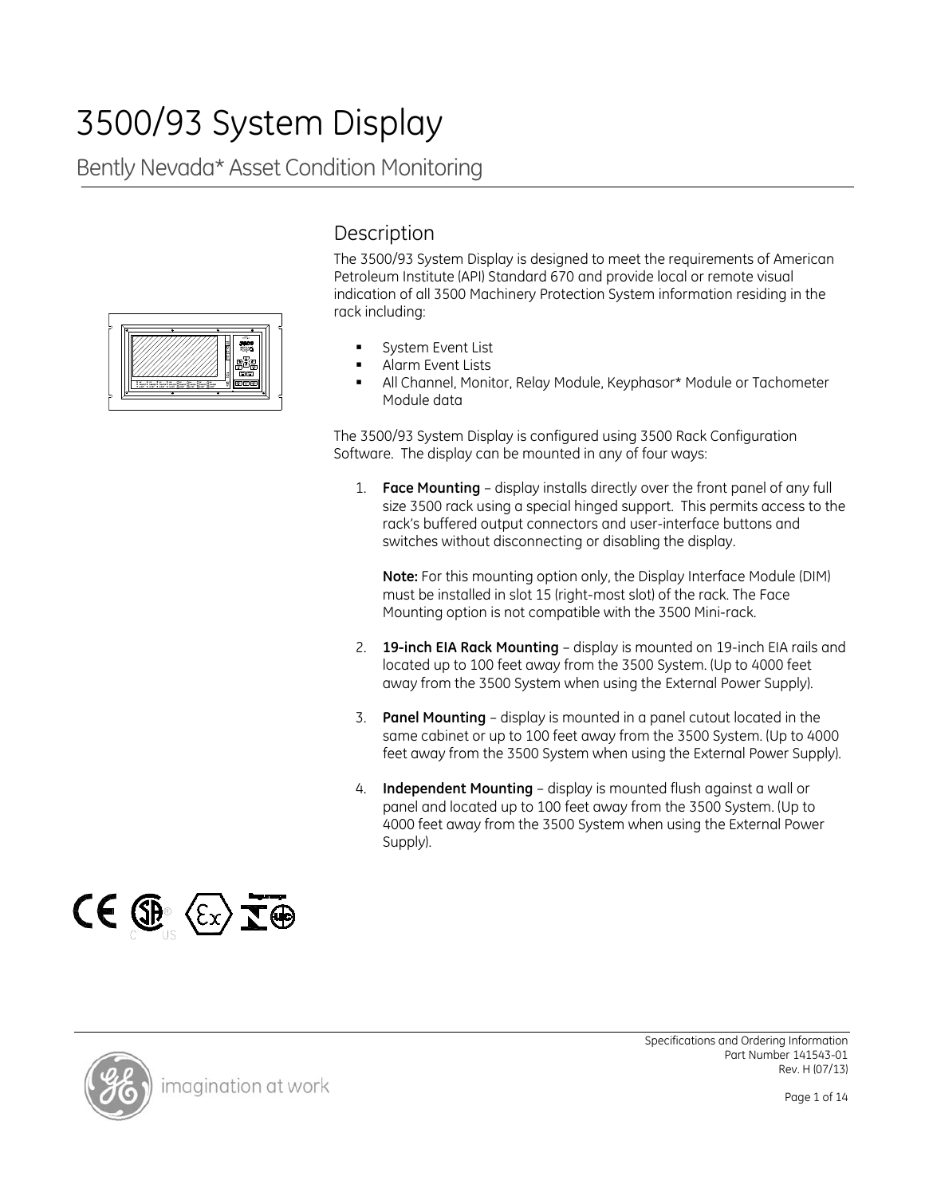# 3500/93 System Display

## Bently Nevada* Asset Condition Monitoring

## Description

The 3500/93 System Display is designed to meet the requirements of American Petroleum Institute (API) Standard 670 and provide local or remote visual indication of all 3500 Machinery Protection System information residing in the rack including:

- System Event List
- Alarm Event Lists
- All Channel, Monitor, Relay Module, Keyphasor* Module or Tachometer Module data

The 3500/93 System Display is configured using 3500 Rack Configuration Software. The display can be mounted in any of four ways:

1. **Face Mounting** – display installs directly over the front panel of any full size 3500 rack using a special hinged support. This permits access to the rack's buffered output connectors and user-interface buttons and switches without disconnecting or disabling the display.

   **Note:** For this mounting option only, the Display Interface Module (DIM) must be installed in slot 15 (right-most slot) of the rack. The Face Mounting option is not compatible with the 3500 Mini-rack.

2. **19-inch EIA Rack Mounting** – display is mounted on 19-inch EIA rails and located up to 100 feet away from the 3500 System. (Up to 4000 feet away from the 3500 System when using the External Power Supply).

3. **Panel Mounting** – display is mounted in a panel cutout located in the same cabinet or up to 100 feet away from the 3500 System. (Up to 4000 feet away from the 3500 System when using the External Power Supply).

4. **Independent Mounting** – display is mounted flush against a wall or panel and located up to 100 feet away from the 3500 System. (Up to 4000 feet away from the 3500 System when using the External Power Supply).

Specifications and Ordering Information
Part Number 141543-01
Rev. H (07/13)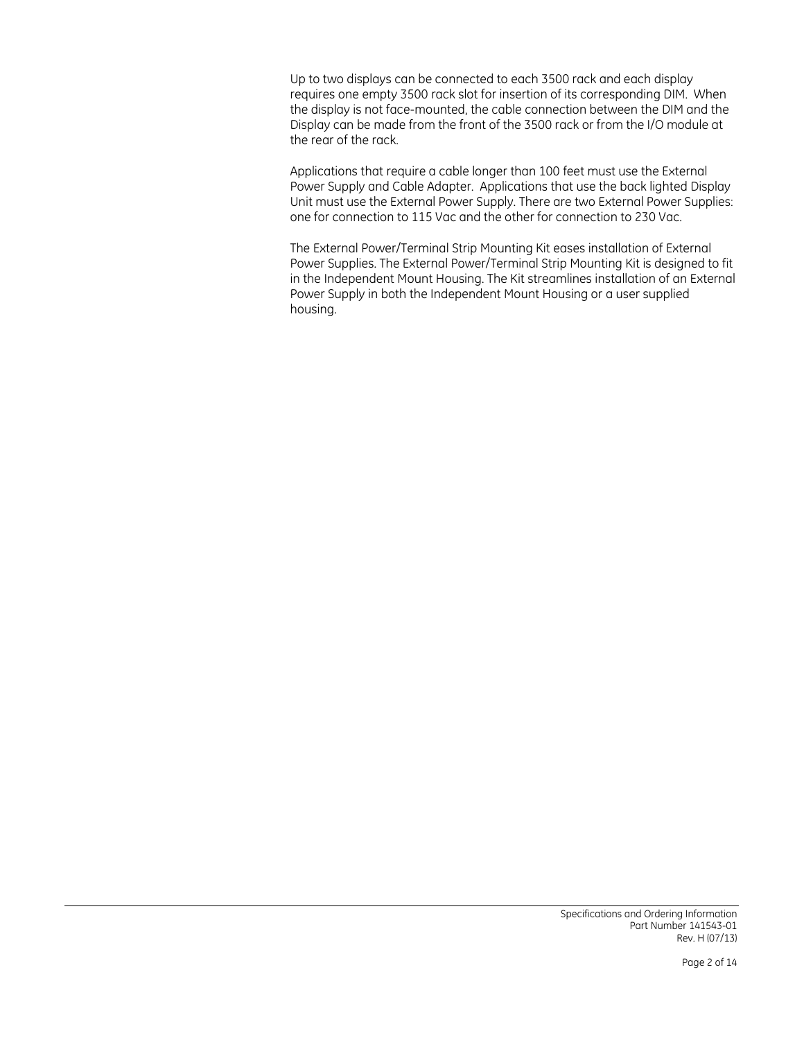Up to two displays can be connected to each 3500 rack and each display requires one empty 3500 rack slot for insertion of its corresponding DIM. When the display is not face-mounted, the cable connection between the DIM and the Display can be made from the front of the 3500 rack or from the I/O module at the rear of the rack.

Applications that require a cable longer than 100 feet must use the External Power Supply and Cable Adapter. Applications that use the back lighted Display Unit must use the External Power Supply. There are two External Power Supplies: one for connection to 115 Vac and the other for connection to 230 Vac.

The External Power/Terminal Strip Mounting Kit eases installation of External Power Supplies. The External Power/Terminal Strip Mounting Kit is designed to fit in the Independent Mount Housing. The Kit streamlines installation of an External Power Supply in both the Independent Mount Housing or a user supplied housing.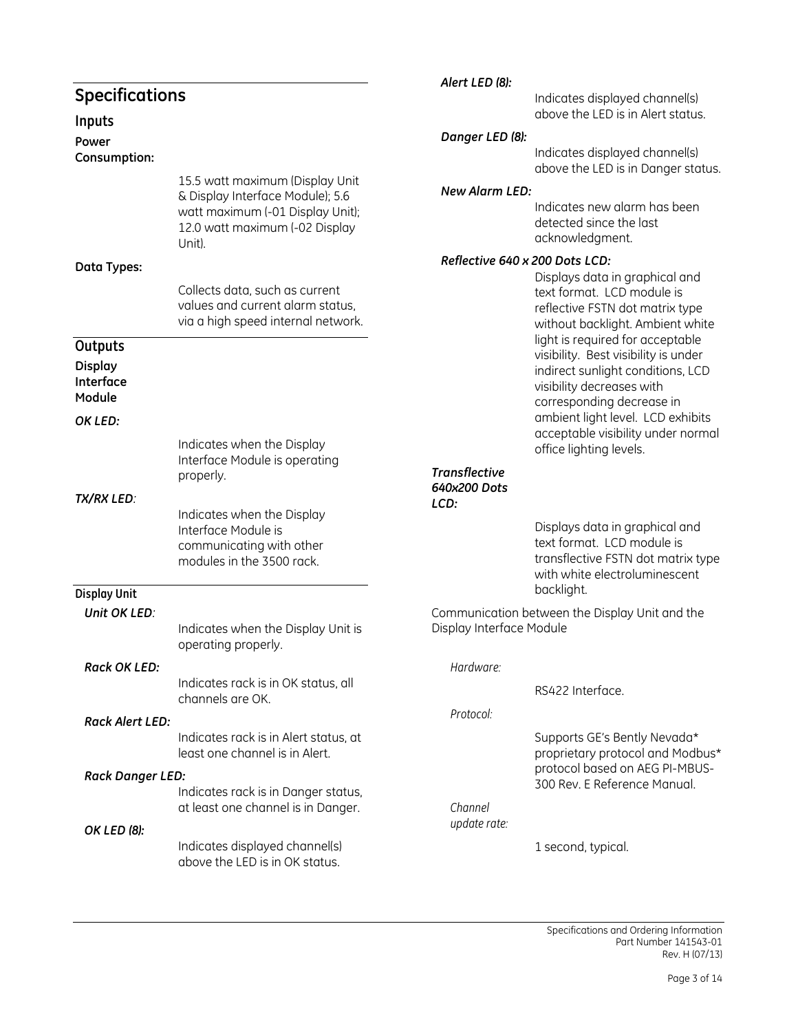## Specifications

### Inputs

**Power Consumption:**

15.5 watt maximum (Display Unit & Display Interface Module); 5.6 watt maximum (-01 Display Unit); 12.0 watt maximum (-02 Display Unit).

**Data Types:**

Collects data, such as current values and current alarm status, via a high speed internal network.

### Outputs

**Display Interface Module**

***OK LED:***

Indicates when the Display Interface Module is operating properly.

***TX/RX LED:***

Indicates when the Display Interface Module is communicating with other modules in the 3500 rack.

**Display Unit**

***Unit OK LED:***

Indicates when the Display Unit is operating properly.

***Rack OK LED:***

Indicates rack is in OK status, all channels are OK.

***Rack Alert LED:***

Indicates rack is in Alert status, at least one channel is in Alert.

***Rack Danger LED:***

Indicates rack is in Danger status, at least one channel is in Danger.

***OK LED (8):***

Indicates displayed channel(s) above the LED is in OK status.

***Alert LED (8):***

Indicates displayed channel(s) above the LED is in Alert status.

***Danger LED (8):***

Indicates displayed channel(s) above the LED is in Danger status.

***New Alarm LED:***

Indicates new alarm has been detected since the last acknowledgment.

***Reflective 640 x 200 Dots LCD:***

Displays data in graphical and text format. LCD module is reflective FSTN dot matrix type without backlight. Ambient white light is required for acceptable visibility. Best visibility is under indirect sunlight conditions, LCD visibility decreases with corresponding decrease in ambient light level. LCD exhibits acceptable visibility under normal office lighting levels.

***Transflective 640x200 Dots LCD:***

Displays data in graphical and text format. LCD module is transflective FSTN dot matrix type with white electroluminescent backlight.

Communication between the Display Unit and the Display Interface Module

*Hardware:*

RS422 Interface.

*Protocol:*

Supports GE's Bently Nevada* proprietary protocol and Modbus* protocol based on AEG PI-MBUS-300 Rev. E Reference Manual.

*Channel update rate:*

1 second, typical.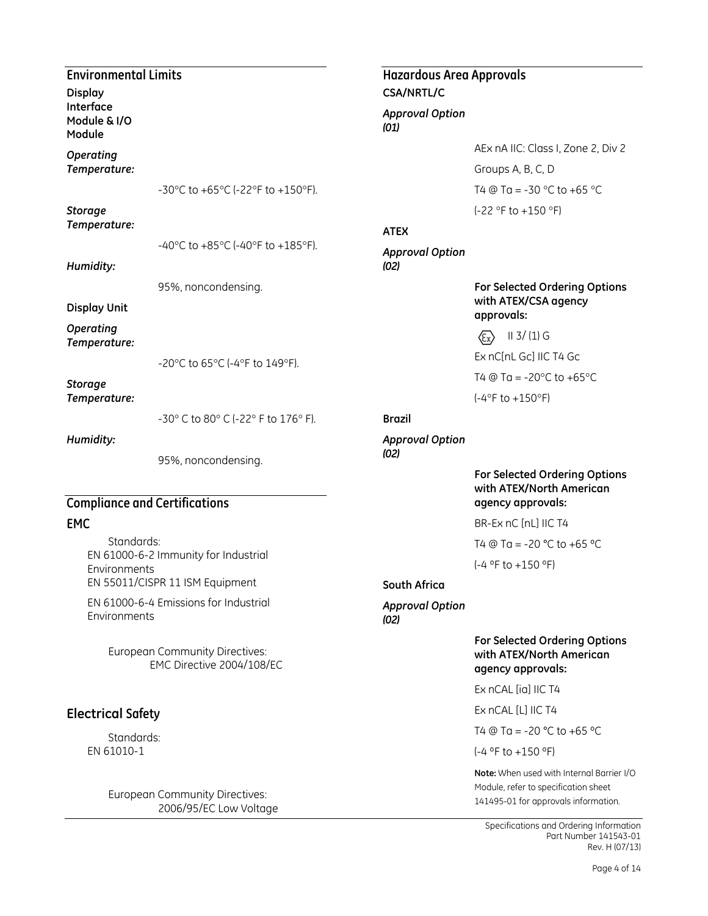## Environmental Limits

**Display Interface Module & I/O Module**

*Operating Temperature:*

-30°C to +65°C (-22°F to +150°F).

*Storage Temperature:*

-40°C to +85°C (-40°F to +185°F).

*Humidity:*

95%, noncondensing.

**Display Unit**

*Operating Temperature:*

-20°C to 65°C (-4°F to 149°F).

*Storage Temperature:*

-30° C to 80° C (-22° F to 176° F).

*Humidity:*

95%, noncondensing.

## Compliance and Certifications

### EMC

Standards:
EN 61000-6-2 Immunity for Industrial Environments
EN 55011/CISPR 11 ISM Equipment

EN 61000-6-4 Emissions for Industrial Environments

European Community Directives:
EMC Directive 2004/108/EC

## Electrical Safety

Standards:
EN 61010-1

European Community Directives:
2006/95/EC Low Voltage

## Hazardous Area Approvals

**CSA/NRTL/C**

*Approval Option (01)*

AEx nA IIC: Class I, Zone 2, Div 2

Groups A, B, C, D

T4 @ Ta = -30 °C to +65 °C

(-22 °F to +150 °F)

**ATEX**

*Approval Option (02)*

**For Selected Ordering Options with ATEX/CSA agency approvals:**

Ex II 3/ (1) G

Ex nC[nL Gc] IIC T4 Gc

T4 @ Ta = -20°C to +65°C

(-4°F to +150°F)

**Brazil**

*Approval Option (02)*

**For Selected Ordering Options with ATEX/North American agency approvals:**

BR-Ex nC [nL] IIC T4

T4 @ Ta = -20 °C to +65 °C

(-4 °F to +150 °F)

**South Africa**

*Approval Option (02)*

**For Selected Ordering Options with ATEX/North American agency approvals:**

Ex nCAL [ia] IIC T4

Ex nCAL [L] IIC T4

T4 @ Ta = -20 °C to +65 °C

(-4 °F to +150 °F)

**Note:** When used with Internal Barrier I/O Module, refer to specification sheet 141495-01 for approvals information.

Specifications and Ordering Information
Part Number 141543-01
Rev. H (07/13)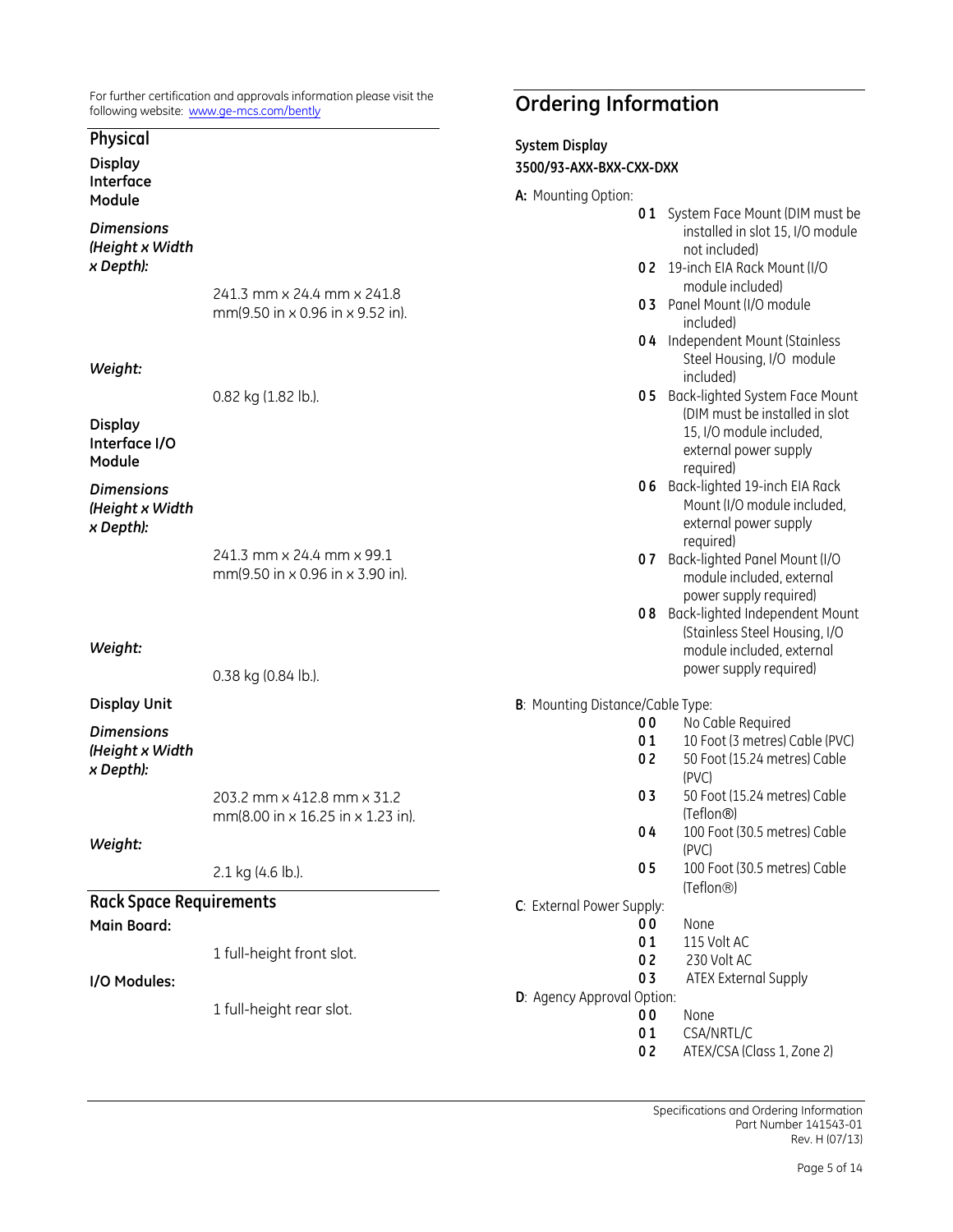For further certification and approvals information please visit the following website: www.ge-mcs.com/bently

## Physical

### Display Interface Module

***Dimensions (Height x Width x Depth):***

241.3 mm x 24.4 mm x 241.8 mm(9.50 in x 0.96 in x 9.52 in).

***Weight:***

0.82 kg (1.82 lb.).

### Display Interface I/O Module

***Dimensions (Height x Width x Depth):***

241.3 mm x 24.4 mm x 99.1 mm(9.50 in x 0.96 in x 3.90 in).

***Weight:***

0.38 kg (0.84 lb.).

### Display Unit

***Dimensions (Height x Width x Depth):***

203.2 mm x 412.8 mm x 31.2 mm(8.00 in x 16.25 in x 1.23 in).

***Weight:***

2.1 kg (4.6 lb.).

## Rack Space Requirements

**Main Board:**

1 full-height front slot.

**I/O Modules:**

1 full-height rear slot.

## Ordering Information

**System Display**

**3500/93-AXX-BXX-CXX-DXX**

**A:** Mounting Option:

- **01** System Face Mount (DIM must be installed in slot 15, I/O module not included)
- **02** 19-inch EIA Rack Mount (I/O module included)
- **03** Panel Mount (I/O module included)
- **04** Independent Mount (Stainless Steel Housing, I/O module included)
- **05** Back-lighted System Face Mount (DIM must be installed in slot 15, I/O module included, external power supply required)
- **06** Back-lighted 19-inch EIA Rack Mount (I/O module included, external power supply required)
- **07** Back-lighted Panel Mount (I/O module included, external power supply required)
- **08** Back-lighted Independent Mount (Stainless Steel Housing, I/O module included, external power supply required)

**B**: Mounting Distance/Cable Type:

- **00** No Cable Required
- **01** 10 Foot (3 metres) Cable (PVC)
- **02** 50 Foot (15.24 metres) Cable (PVC)
- **03** 50 Foot (15.24 metres) Cable (Teflon®)
- **04** 100 Foot (30.5 metres) Cable (PVC)
- **05** 100 Foot (30.5 metres) Cable (Teflon®)

**C**: External Power Supply:

- **00** None
- **01** 115 Volt AC
- **02** 230 Volt AC
- **03** ATEX External Supply

**D**: Agency Approval Option:

- **00** None
- **01** CSA/NRTL/C
- **02** ATEX/CSA (Class 1, Zone 2)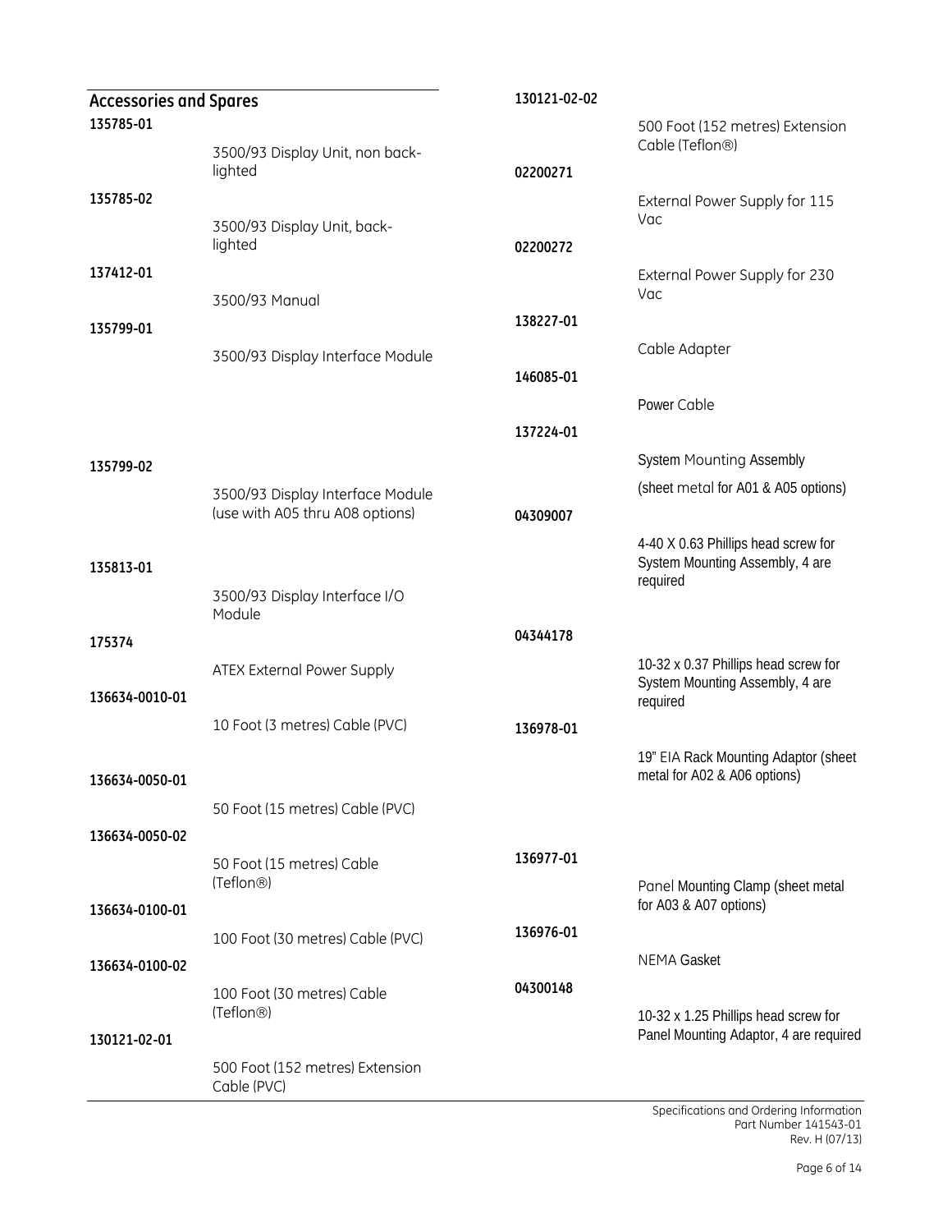## Accessories and Spares

**135785-01**
3500/93 Display Unit, non back-lighted

**135785-02**
3500/93 Display Unit, back-lighted

**137412-01**
3500/93 Manual

**135799-01**
3500/93 Display Interface Module

**135799-02**
3500/93 Display Interface Module (use with A05 thru A08 options)

**135813-01**
3500/93 Display Interface I/O Module

**175374**
ATEX External Power Supply

**136634-0010-01**
10 Foot (3 metres) Cable (PVC)

**136634-0050-01**
50 Foot (15 metres) Cable (PVC)

**136634-0050-02**
50 Foot (15 metres) Cable (Teflon®)

**136634-0100-01**
100 Foot (30 metres) Cable (PVC)

**136634-0100-02**
100 Foot (30 metres) Cable (Teflon®)

**130121-02-01**
500 Foot (152 metres) Extension Cable (PVC)

**130121-02-02**
500 Foot (152 metres) Extension Cable (Teflon®)

**02200271**
External Power Supply for 115 Vac

**02200272**
External Power Supply for 230 Vac

**138227-01**
Cable Adapter

**146085-01**
Power Cable

**137224-01**
System Mounting Assembly
(sheet metal for A01 & A05 options)

**04309007**
4-40 X 0.63 Phillips head screw for System Mounting Assembly, 4 are required

**04344178**
10-32 x 0.37 Phillips head screw for System Mounting Assembly, 4 are required

**136978-01**
19" EIA Rack Mounting Adaptor (sheet metal for A02 & A06 options)

**136977-01**
Panel Mounting Clamp (sheet metal for A03 & A07 options)

**136976-01**
NEMA Gasket

**04300148**
10-32 x 1.25 Phillips head screw for Panel Mounting Adaptor, 4 are required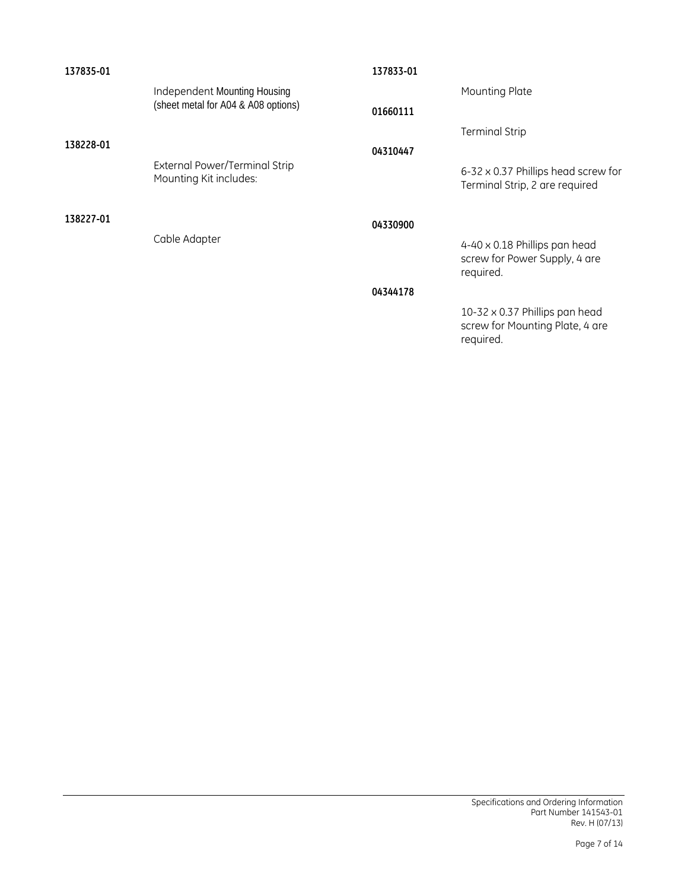**137835-01**

Independent Mounting Housing (sheet metal for A04 & A08 options)

**138228-01**

External Power/Terminal Strip Mounting Kit includes:

**138227-01**

Cable Adapter

**137833-01**

Mounting Plate

**01660111**

Terminal Strip

**04310447**

6-32 x 0.37 Phillips head screw for Terminal Strip, 2 are required

**04330900**

4-40 x 0.18 Phillips pan head screw for Power Supply, 4 are required.

**04344178**

10-32 x 0.37 Phillips pan head screw for Mounting Plate, 4 are required.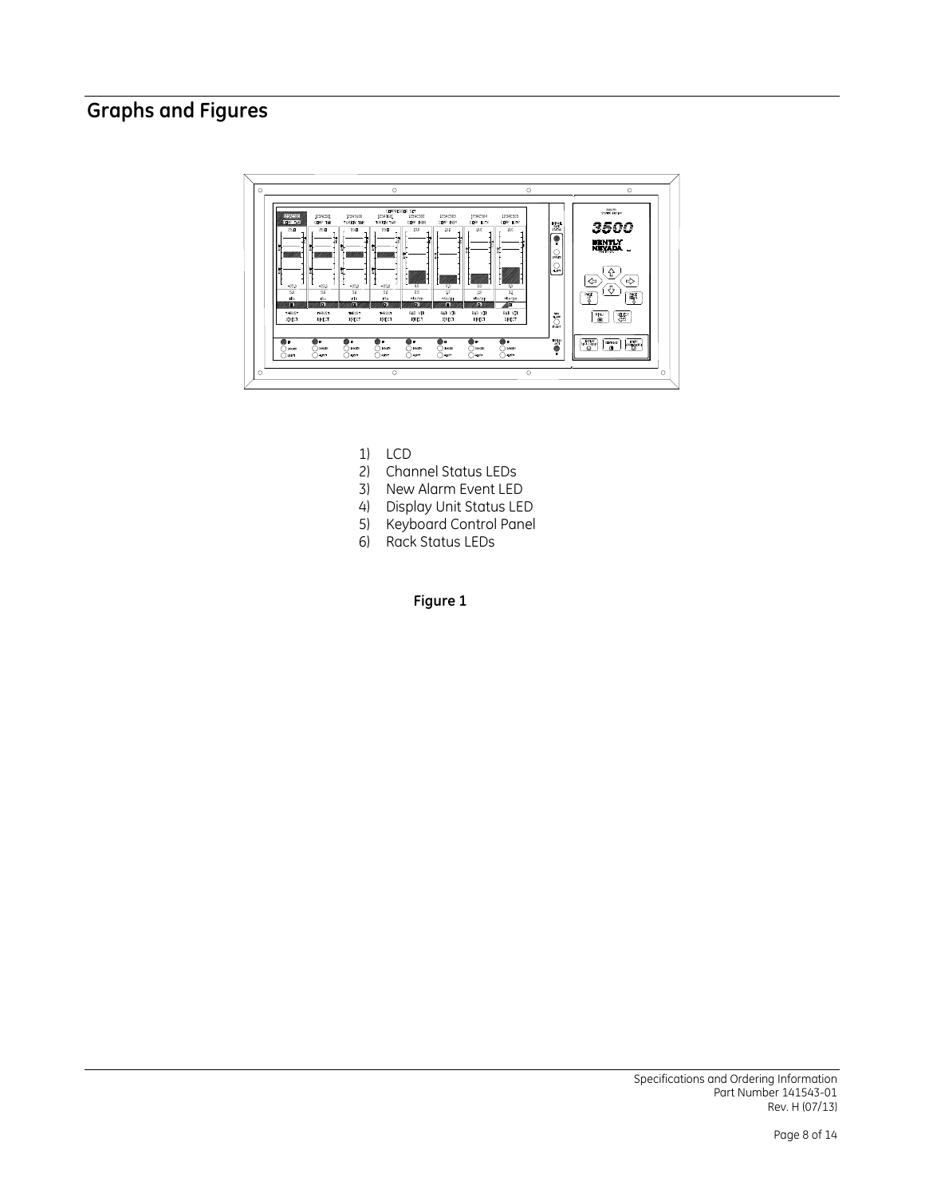## Graphs and Figures

1) LCD
2) Channel Status LEDs
3) New Alarm Event LED
4) Display Unit Status LED
5) Keyboard Control Panel
6) Rack Status LEDs

**Figure 1**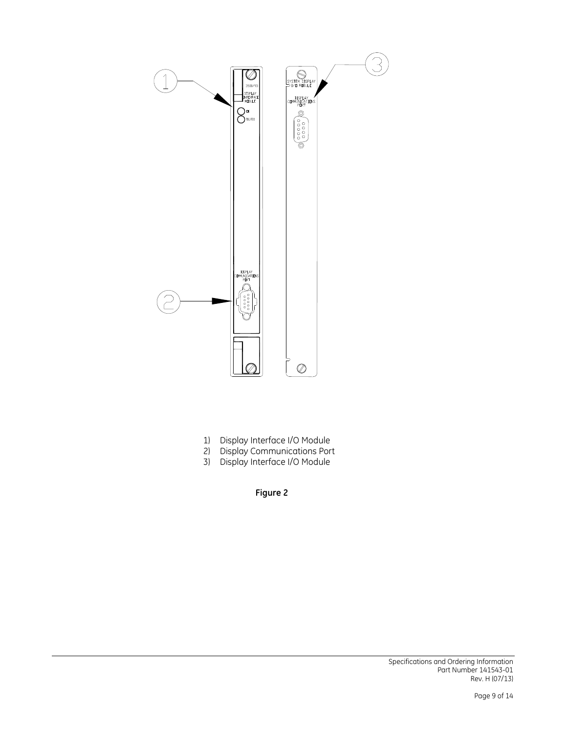1) Display Interface I/O Module
2) Display Communications Port
3) Display Interface I/O Module

**Figure 2**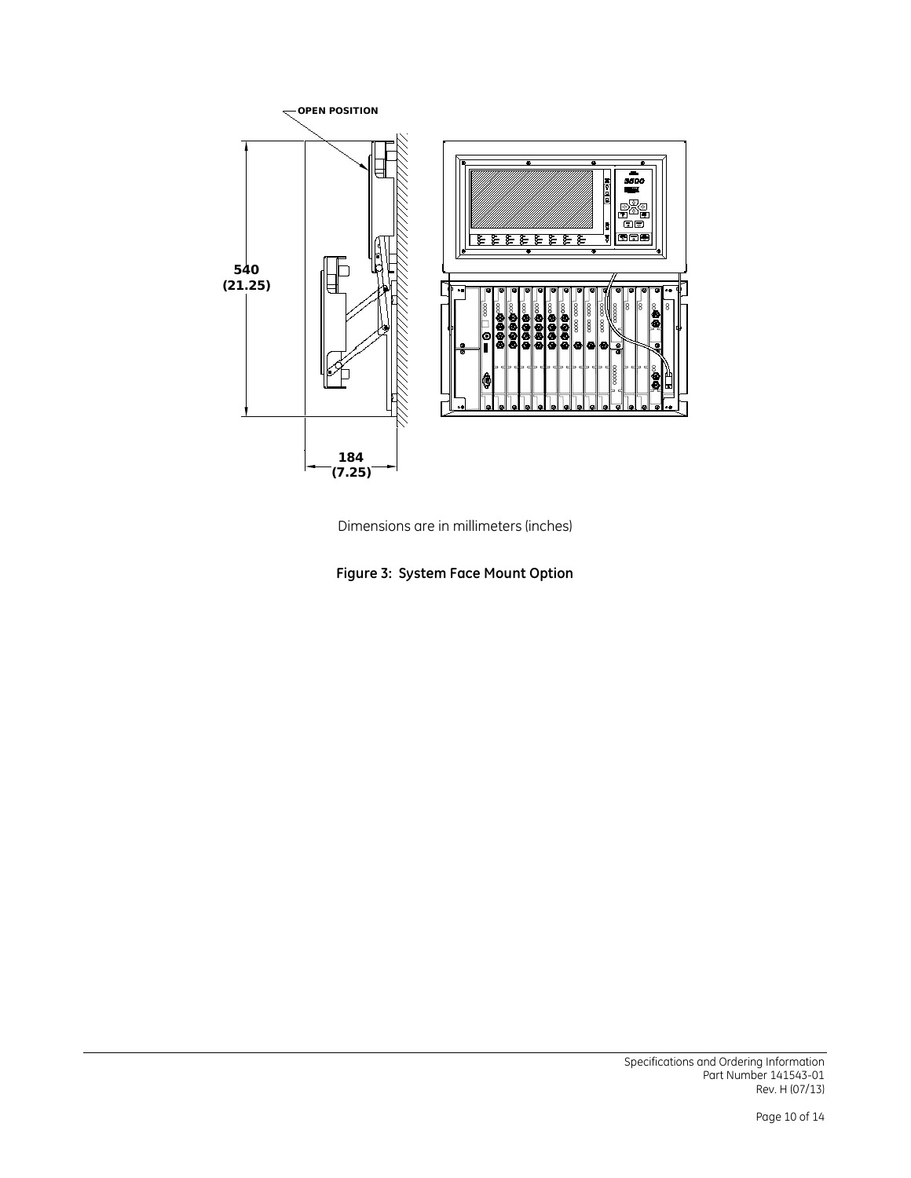Dimensions are in millimeters (inches)

**Figure 3: System Face Mount Option**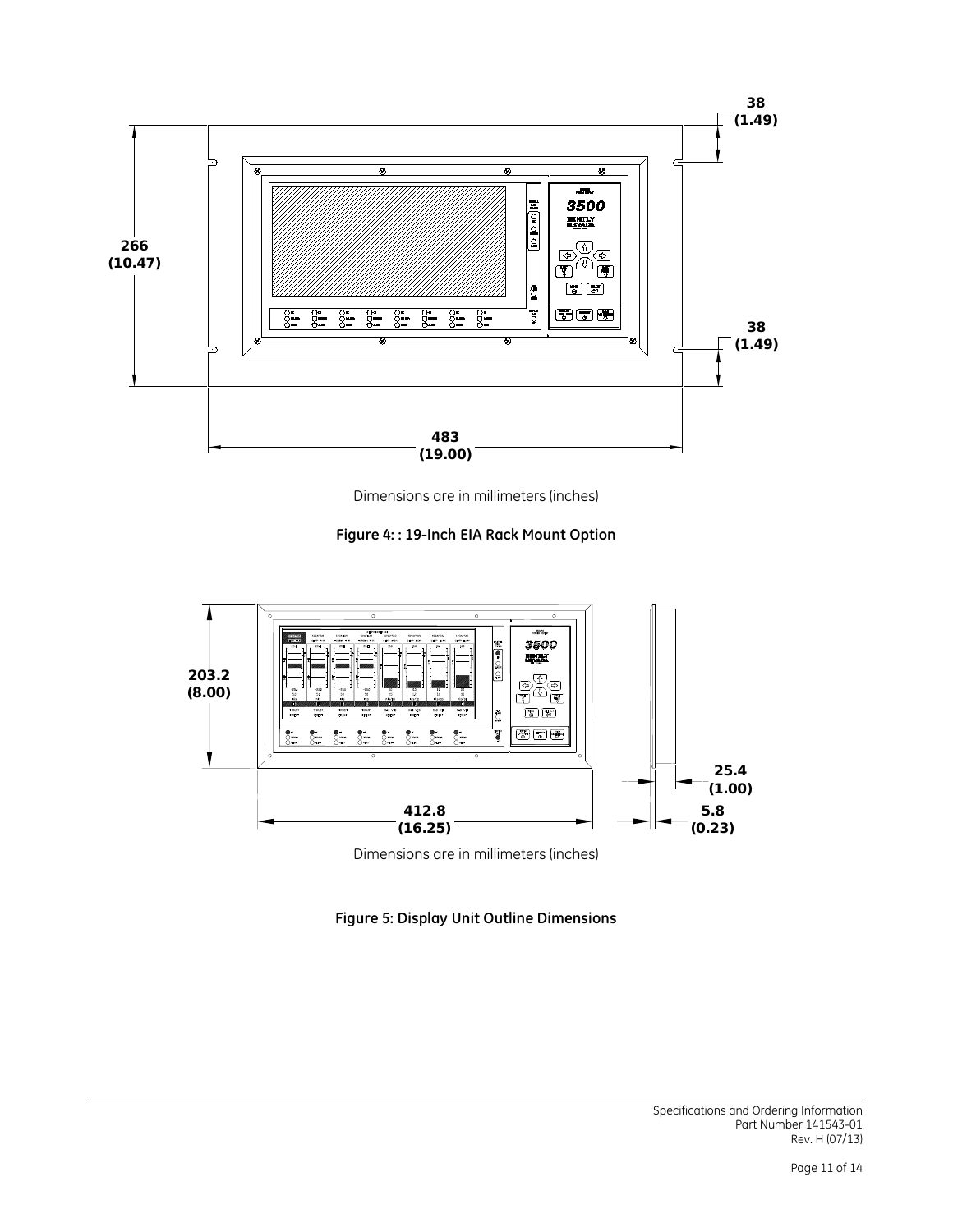Dimensions are in millimeters (inches)

**Figure 4: : 19-Inch EIA Rack Mount Option**

Dimensions are in millimeters (inches)

**Figure 5: Display Unit Outline Dimensions**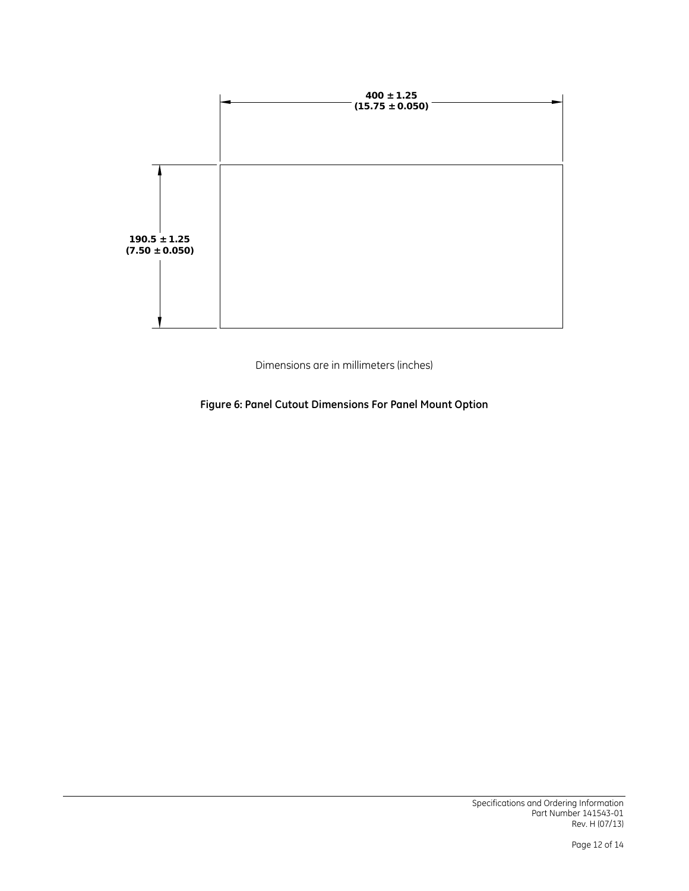400 ± 1.25
(15.75 ± 0.050)

190.5 ± 1.25
(7.50 ± 0.050)

Dimensions are in millimeters (inches)

**Figure 6: Panel Cutout Dimensions For Panel Mount Option**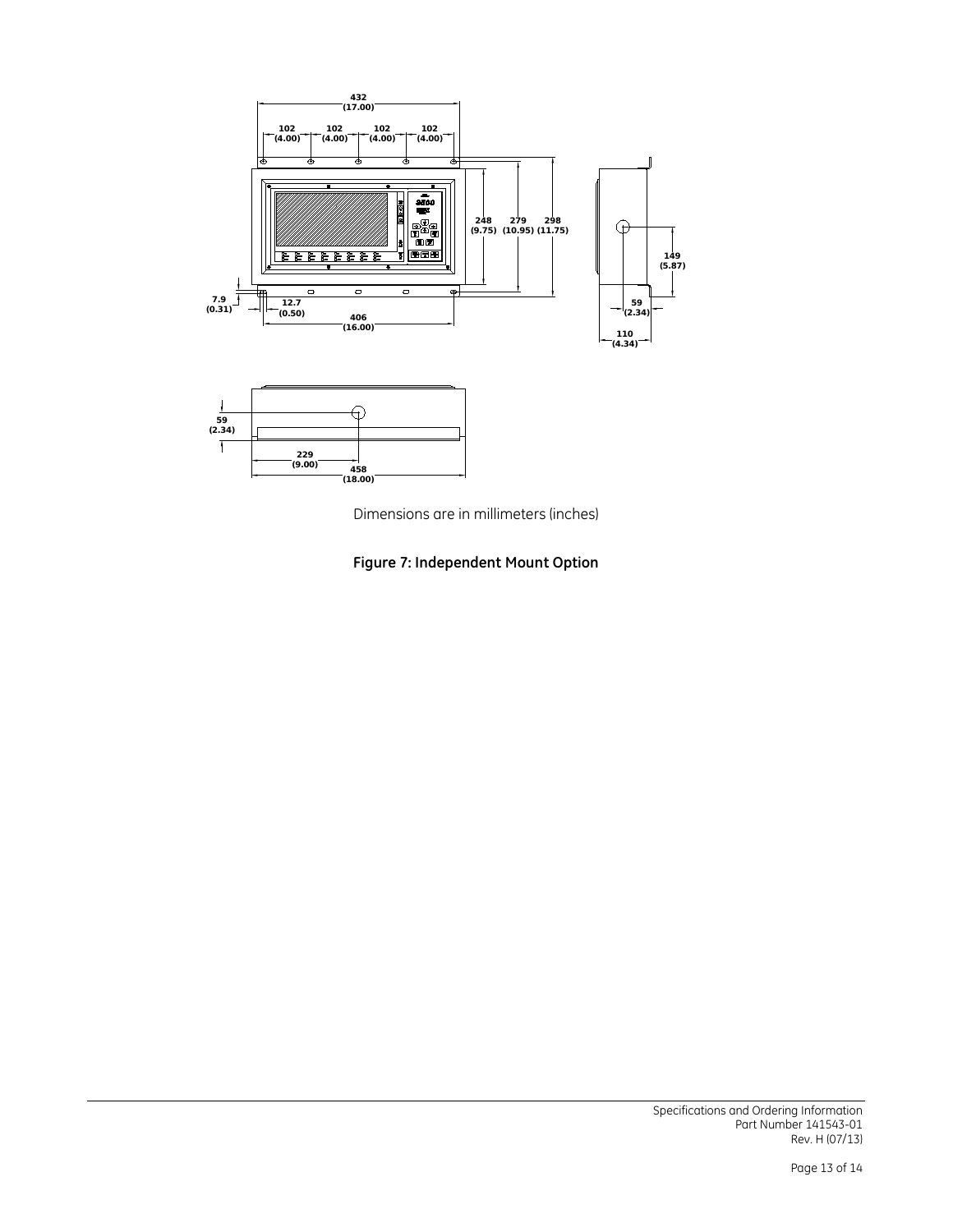Dimensions are in millimeters (inches)

**Figure 7: Independent Mount Option**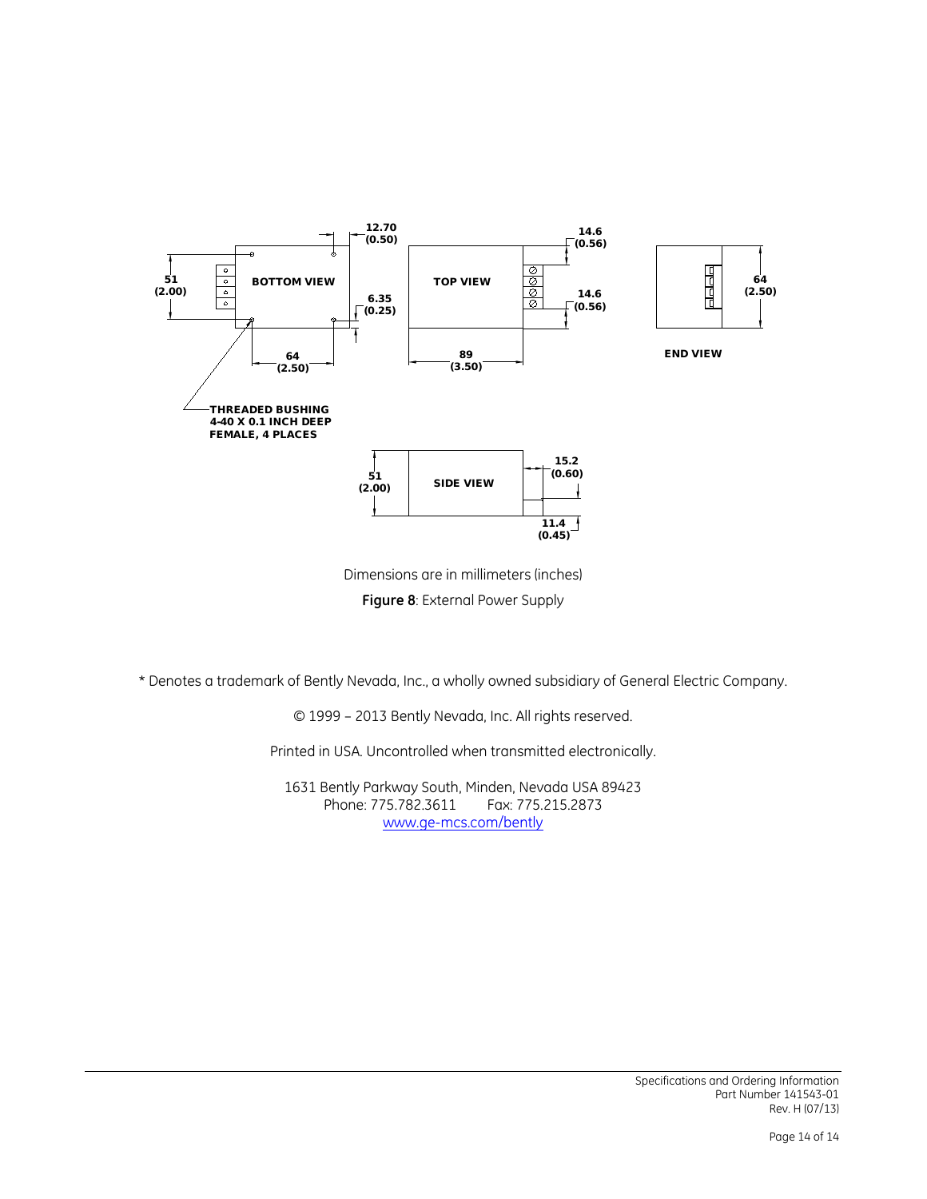12.70
(0.50)

51
(2.00)

BOTTOM VIEW

6.35
(0.25)

64
(2.50)

THREADED BUSHING
4-40 X 0.1 INCH DEEP
FEMALE, 4 PLACES

TOP VIEW

14.6
(0.56)

14.6
(0.56)

89
(3.50)

64
(2.50)

END VIEW

51
(2.00)

SIDE VIEW

15.2
(0.60)

11.4
(0.45)

Dimensions are in millimeters (inches)

**Figure 8**: External Power Supply

* Denotes a trademark of Bently Nevada, Inc., a wholly owned subsidiary of General Electric Company.

© 1999 – 2013 Bently Nevada, Inc. All rights reserved.

Printed in USA. Uncontrolled when transmitted electronically.

1631 Bently Parkway South, Minden, Nevada USA 89423
Phone: 775.782.3611 Fax: 775.215.2873
www.ge-mcs.com/bently